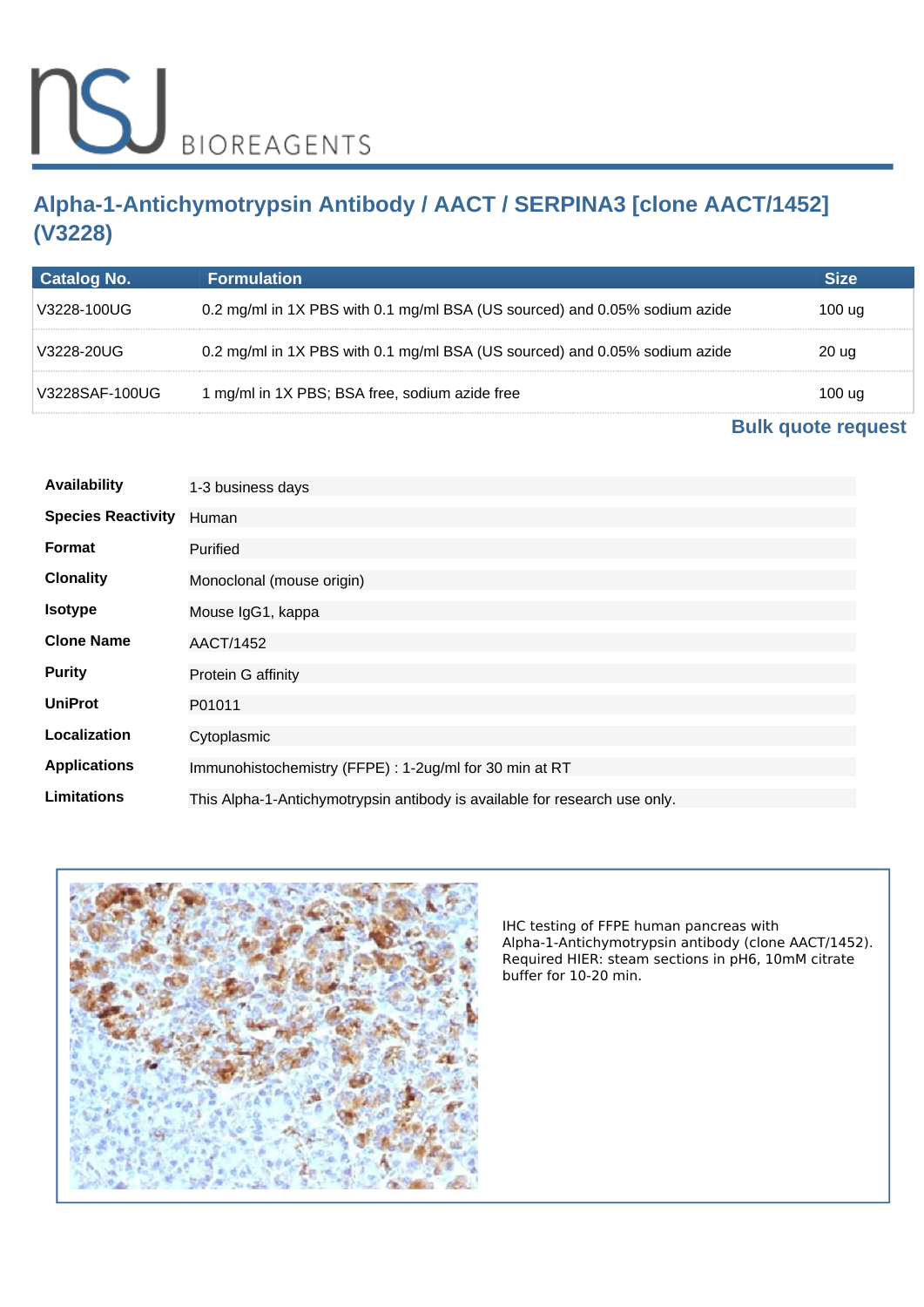# Alpha-1-Antichymotrypsin Antibody / AACT / SERPINA3 [clone AACT/1452] (V3228)

| Catalog No. | Formulation | Size |
| --- | --- | --- |
| V3228-100UG | 0.2 mg/ml in 1X PBS with 0.1 mg/ml BSA (US sourced) and 0.05% sodium azide | 100 ug |
| V3228-20UG | 0.2 mg/ml in 1X PBS with 0.1 mg/ml BSA (US sourced) and 0.05% sodium azide | 20 ug |
| V3228SAF-100UG | 1 mg/ml in 1X PBS; BSA free, sodium azide free | 100 ug |

**Bulk quote request**

| | |
| --- | --- |
| **Availability** | 1-3 business days |
| **Species Reactivity** | Human |
| **Format** | Purified |
| **Clonality** | Monoclonal (mouse origin) |
| **Isotype** | Mouse IgG1, kappa |
| **Clone Name** | AACT/1452 |
| **Purity** | Protein G affinity |
| **UniProt** | P01011 |
| **Localization** | Cytoplasmic |
| **Applications** | Immunohistochemistry (FFPE) : 1-2ug/ml for 30 min at RT |
| **Limitations** | This Alpha-1-Antichymotrypsin antibody is available for research use only. |

IHC testing of FFPE human pancreas with Alpha-1-Antichymotrypsin antibody (clone AACT/1452). Required HIER: steam sections in pH6, 10mM citrate buffer for 10-20 min.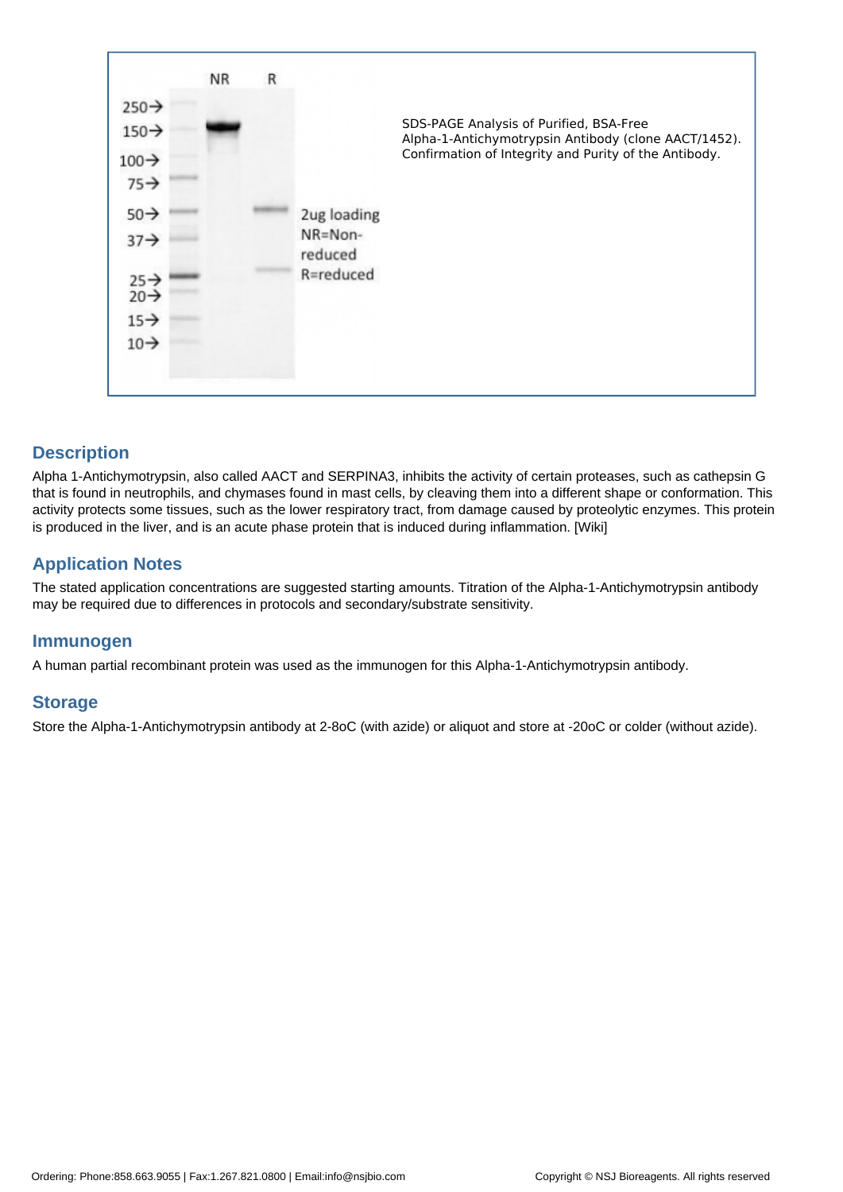NR R

250→
150→
100→
75→
50→
37→
25→
20→
15→
10→

2ug loading
NR=Non-reduced
R=reduced

SDS-PAGE Analysis of Purified, BSA-Free Alpha-1-Antichymotrypsin Antibody (clone AACT/1452). Confirmation of Integrity and Purity of the Antibody.

## Description

Alpha 1-Antichymotrypsin, also called AACT and SERPINA3, inhibits the activity of certain proteases, such as cathepsin G that is found in neutrophils, and chymases found in mast cells, by cleaving them into a different shape or conformation. This activity protects some tissues, such as the lower respiratory tract, from damage caused by proteolytic enzymes. This protein is produced in the liver, and is an acute phase protein that is induced during inflammation. [Wiki]

## Application Notes

The stated application concentrations are suggested starting amounts. Titration of the Alpha-1-Antichymotrypsin antibody may be required due to differences in protocols and secondary/substrate sensitivity.

## Immunogen

A human partial recombinant protein was used as the immunogen for this Alpha-1-Antichymotrypsin antibody.

## Storage

Store the Alpha-1-Antichymotrypsin antibody at 2-8oC (with azide) or aliquot and store at -20oC or colder (without azide).

Ordering: Phone:858.663.9055 | Fax:1.267.821.0800 | Email:info@nsjbio.com

Copyright © NSJ Bioreagents. All rights reserved